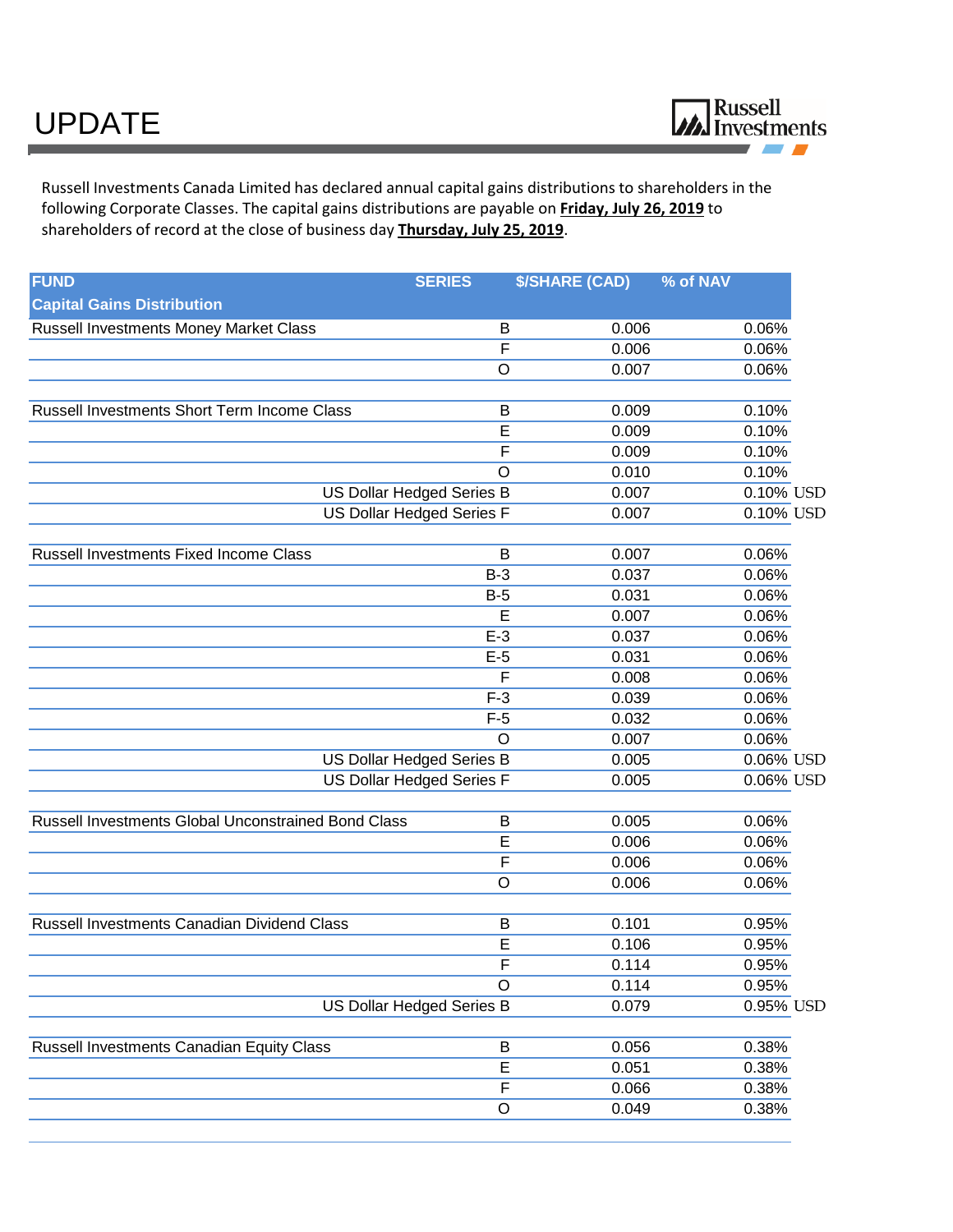# UPDATE

Russell Investments Canada Limited has declared annual capital gains distributions to shareholders in the following Corporate Classes. The capital gains distributions are payable on **Friday, July 26, 2019** to shareholders of record at the close of business day **Thursday, July 25, 2019**.

| FUND<br>Capital Gains Distribution | SERIES | $/SHARE (CAD) | % of NAV |
|---|---|---|---|
| Russell Investments Money Market Class | B | 0.006 | 0.06% |
| | F | 0.006 | 0.06% |
| | O | 0.007 | 0.06% |
| | | | |
| Russell Investments Short Term Income Class | B | 0.009 | 0.10% |
| | E | 0.009 | 0.10% |
| | F | 0.009 | 0.10% |
| | O | 0.010 | 0.10% |
| | US Dollar Hedged Series B | 0.007 | 0.10% USD |
| | US Dollar Hedged Series F | 0.007 | 0.10% USD |
| | | | |
| Russell Investments Fixed Income Class | B | 0.007 | 0.06% |
| | B-3 | 0.037 | 0.06% |
| | B-5 | 0.031 | 0.06% |
| | E | 0.007 | 0.06% |
| | E-3 | 0.037 | 0.06% |
| | E-5 | 0.031 | 0.06% |
| | F | 0.008 | 0.06% |
| | F-3 | 0.039 | 0.06% |
| | F-5 | 0.032 | 0.06% |
| | O | 0.007 | 0.06% |
| | US Dollar Hedged Series B | 0.005 | 0.06% USD |
| | US Dollar Hedged Series F | 0.005 | 0.06% USD |
| | | | |
| Russell Investments Global Unconstrained Bond Class | B | 0.005 | 0.06% |
| | E | 0.006 | 0.06% |
| | F | 0.006 | 0.06% |
| | O | 0.006 | 0.06% |
| | | | |
| Russell Investments Canadian Dividend Class | B | 0.101 | 0.95% |
| | E | 0.106 | 0.95% |
| | F | 0.114 | 0.95% |
| | O | 0.114 | 0.95% |
| | US Dollar Hedged Series B | 0.079 | 0.95% USD |
| | | | |
| Russell Investments Canadian Equity Class | B | 0.056 | 0.38% |
| | E | 0.051 | 0.38% |
| | F | 0.066 | 0.38% |
| | O | 0.049 | 0.38% |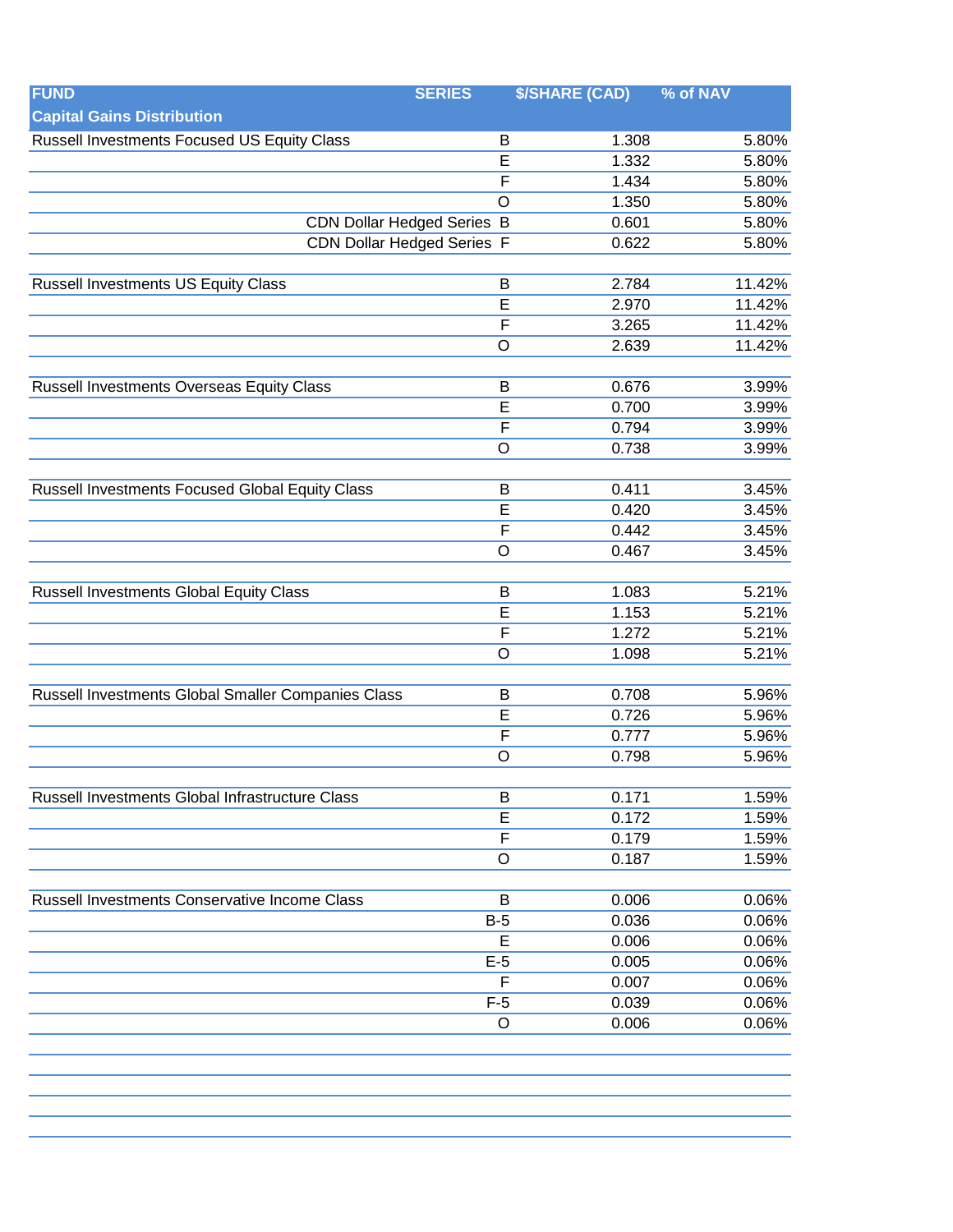| FUND | SERIES | $/SHARE (CAD) | % of NAV |
|---|---|---|---|
| **Capital Gains Distribution** | | | |
| Russell Investments Focused US Equity Class | B | 1.308 | 5.80% |
| | E | 1.332 | 5.80% |
| | F | 1.434 | 5.80% |
| | O | 1.350 | 5.80% |
| CDN Dollar Hedged Series | B | 0.601 | 5.80% |
| CDN Dollar Hedged Series | F | 0.622 | 5.80% |
| | | | |
| Russell Investments US Equity Class | B | 2.784 | 11.42% |
| | E | 2.970 | 11.42% |
| | F | 3.265 | 11.42% |
| | O | 2.639 | 11.42% |
| | | | |
| Russell Investments Overseas Equity Class | B | 0.676 | 3.99% |
| | E | 0.700 | 3.99% |
| | F | 0.794 | 3.99% |
| | O | 0.738 | 3.99% |
| | | | |
| Russell Investments Focused Global Equity Class | B | 0.411 | 3.45% |
| | E | 0.420 | 3.45% |
| | F | 0.442 | 3.45% |
| | O | 0.467 | 3.45% |
| | | | |
| Russell Investments Global Equity Class | B | 1.083 | 5.21% |
| | E | 1.153 | 5.21% |
| | F | 1.272 | 5.21% |
| | O | 1.098 | 5.21% |
| | | | |
| Russell Investments Global Smaller Companies Class | B | 0.708 | 5.96% |
| | E | 0.726 | 5.96% |
| | F | 0.777 | 5.96% |
| | O | 0.798 | 5.96% |
| | | | |
| Russell Investments Global Infrastructure Class | B | 0.171 | 1.59% |
| | E | 0.172 | 1.59% |
| | F | 0.179 | 1.59% |
| | O | 0.187 | 1.59% |
| | | | |
| Russell Investments Conservative Income Class | B | 0.006 | 0.06% |
| | B-5 | 0.036 | 0.06% |
| | E | 0.006 | 0.06% |
| | E-5 | 0.005 | 0.06% |
| | F | 0.007 | 0.06% |
| | F-5 | 0.039 | 0.06% |
| | O | 0.006 | 0.06% |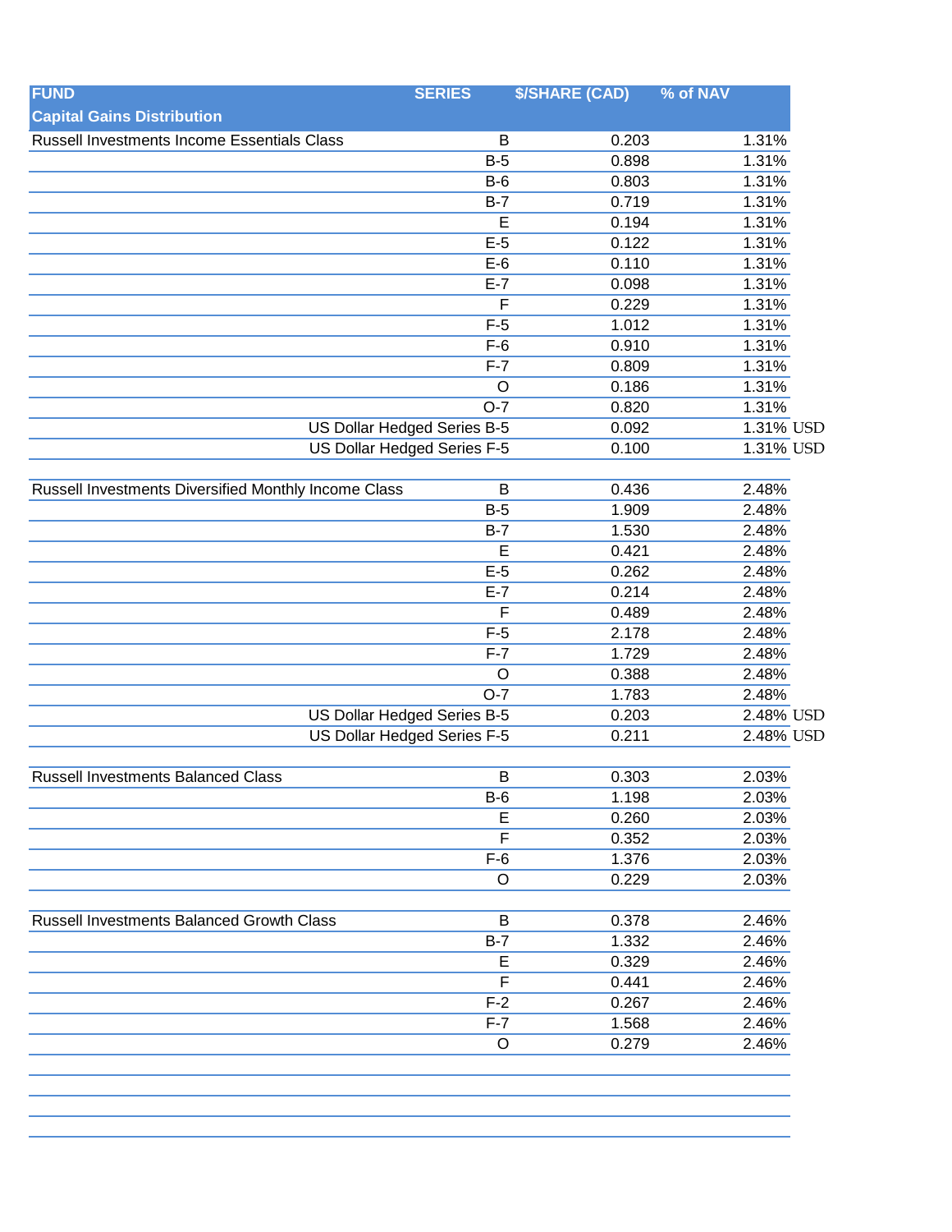| FUND | SERIES | $/SHARE (CAD) | % of NAV |
|---|---|---|---|
| **Capital Gains Distribution** | | | |
| Russell Investments Income Essentials Class | B | 0.203 | 1.31% |
| | B-5 | 0.898 | 1.31% |
| | B-6 | 0.803 | 1.31% |
| | B-7 | 0.719 | 1.31% |
| | E | 0.194 | 1.31% |
| | E-5 | 0.122 | 1.31% |
| | E-6 | 0.110 | 1.31% |
| | E-7 | 0.098 | 1.31% |
| | F | 0.229 | 1.31% |
| | F-5 | 1.012 | 1.31% |
| | F-6 | 0.910 | 1.31% |
| | F-7 | 0.809 | 1.31% |
| | O | 0.186 | 1.31% |
| | O-7 | 0.820 | 1.31% |
| | US Dollar Hedged Series B-5 | 0.092 | 1.31% USD |
| | US Dollar Hedged Series F-5 | 0.100 | 1.31% USD |
| | | | |
| Russell Investments Diversified Monthly Income Class | B | 0.436 | 2.48% |
| | B-5 | 1.909 | 2.48% |
| | B-7 | 1.530 | 2.48% |
| | E | 0.421 | 2.48% |
| | E-5 | 0.262 | 2.48% |
| | E-7 | 0.214 | 2.48% |
| | F | 0.489 | 2.48% |
| | F-5 | 2.178 | 2.48% |
| | F-7 | 1.729 | 2.48% |
| | O | 0.388 | 2.48% |
| | O-7 | 1.783 | 2.48% |
| | US Dollar Hedged Series B-5 | 0.203 | 2.48% USD |
| | US Dollar Hedged Series F-5 | 0.211 | 2.48% USD |
| | | | |
| Russell Investments Balanced Class | B | 0.303 | 2.03% |
| | B-6 | 1.198 | 2.03% |
| | E | 0.260 | 2.03% |
| | F | 0.352 | 2.03% |
| | F-6 | 1.376 | 2.03% |
| | O | 0.229 | 2.03% |
| | | | |
| Russell Investments Balanced Growth Class | B | 0.378 | 2.46% |
| | B-7 | 1.332 | 2.46% |
| | E | 0.329 | 2.46% |
| | F | 0.441 | 2.46% |
| | F-2 | 0.267 | 2.46% |
| | F-7 | 1.568 | 2.46% |
| | O | 0.279 | 2.46% |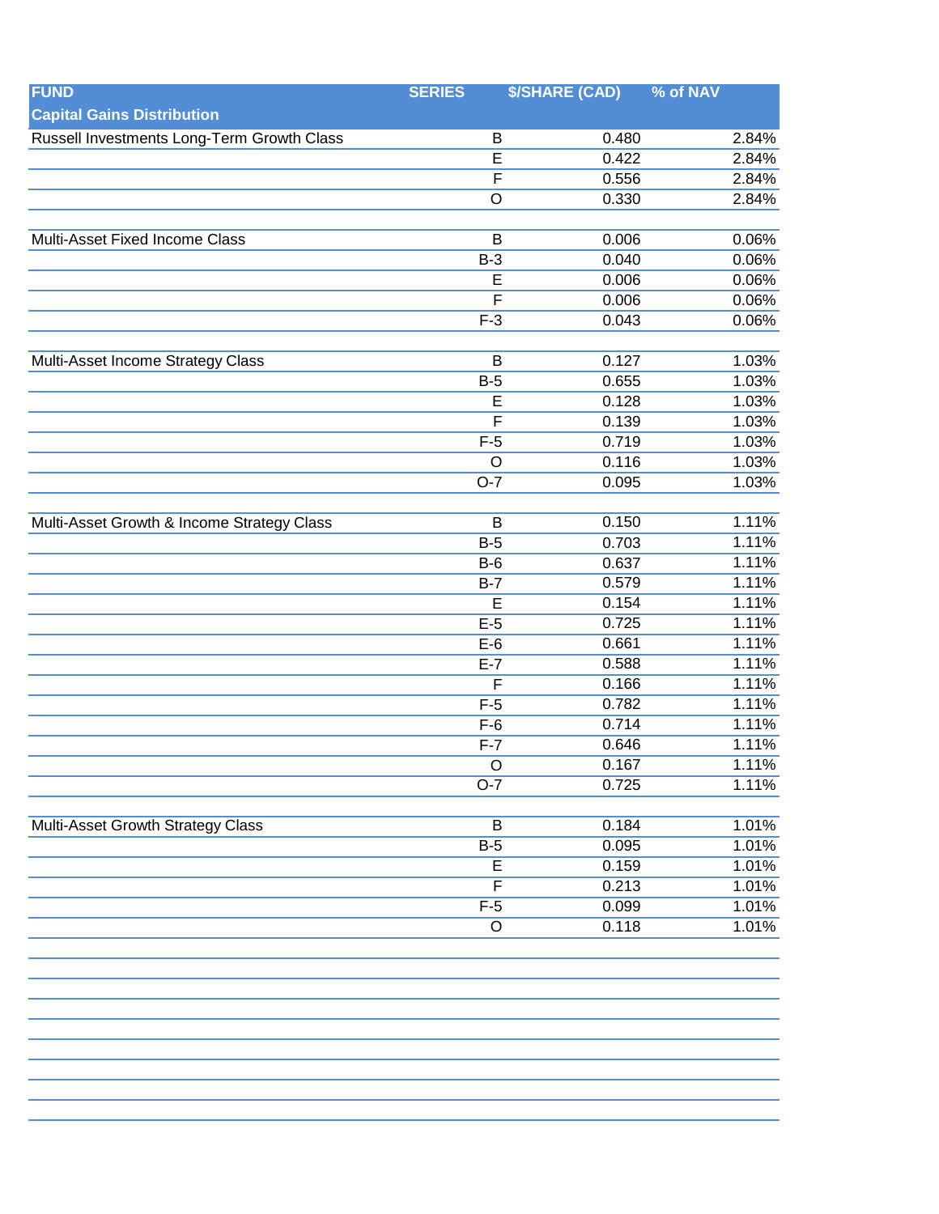| FUND | SERIES | $/SHARE (CAD) | % of NAV |
|---|---|---|---|
| **Capital Gains Distribution** | | | |
| Russell Investments Long-Term Growth Class | B | 0.480 | 2.84% |
| | E | 0.422 | 2.84% |
| | F | 0.556 | 2.84% |
| | O | 0.330 | 2.84% |
| | | | |
| Multi-Asset Fixed Income Class | B | 0.006 | 0.06% |
| | B-3 | 0.040 | 0.06% |
| | E | 0.006 | 0.06% |
| | F | 0.006 | 0.06% |
| | F-3 | 0.043 | 0.06% |
| | | | |
| Multi-Asset Income Strategy Class | B | 0.127 | 1.03% |
| | B-5 | 0.655 | 1.03% |
| | E | 0.128 | 1.03% |
| | F | 0.139 | 1.03% |
| | F-5 | 0.719 | 1.03% |
| | O | 0.116 | 1.03% |
| | O-7 | 0.095 | 1.03% |
| | | | |
| Multi-Asset Growth & Income Strategy Class | B | 0.150 | 1.11% |
| | B-5 | 0.703 | 1.11% |
| | B-6 | 0.637 | 1.11% |
| | B-7 | 0.579 | 1.11% |
| | E | 0.154 | 1.11% |
| | E-5 | 0.725 | 1.11% |
| | E-6 | 0.661 | 1.11% |
| | E-7 | 0.588 | 1.11% |
| | F | 0.166 | 1.11% |
| | F-5 | 0.782 | 1.11% |
| | F-6 | 0.714 | 1.11% |
| | F-7 | 0.646 | 1.11% |
| | O | 0.167 | 1.11% |
| | O-7 | 0.725 | 1.11% |
| | | | |
| Multi-Asset Growth Strategy Class | B | 0.184 | 1.01% |
| | B-5 | 0.095 | 1.01% |
| | E | 0.159 | 1.01% |
| | F | 0.213 | 1.01% |
| | F-5 | 0.099 | 1.01% |
| | O | 0.118 | 1.01% |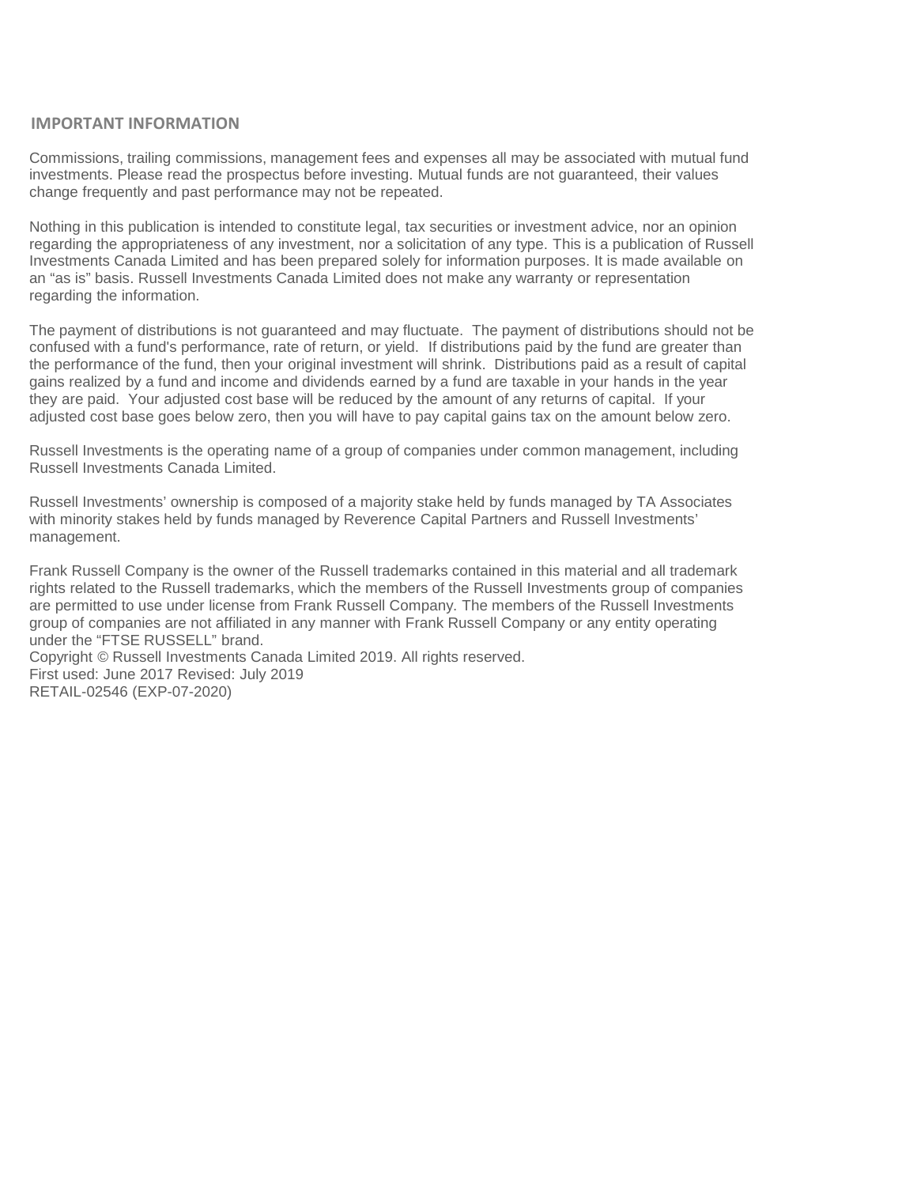## IMPORTANT INFORMATION

Commissions, trailing commissions, management fees and expenses all may be associated with mutual fund investments. Please read the prospectus before investing. Mutual funds are not guaranteed, their values change frequently and past performance may not be repeated.

Nothing in this publication is intended to constitute legal, tax securities or investment advice, nor an opinion regarding the appropriateness of any investment, nor a solicitation of any type. This is a publication of Russell Investments Canada Limited and has been prepared solely for information purposes. It is made available on an "as is" basis. Russell Investments Canada Limited does not make any warranty or representation regarding the information.

The payment of distributions is not guaranteed and may fluctuate. The payment of distributions should not be confused with a fund's performance, rate of return, or yield. If distributions paid by the fund are greater than the performance of the fund, then your original investment will shrink. Distributions paid as a result of capital gains realized by a fund and income and dividends earned by a fund are taxable in your hands in the year they are paid. Your adjusted cost base will be reduced by the amount of any returns of capital. If your adjusted cost base goes below zero, then you will have to pay capital gains tax on the amount below zero.

Russell Investments is the operating name of a group of companies under common management, including Russell Investments Canada Limited.

Russell Investments' ownership is composed of a majority stake held by funds managed by TA Associates with minority stakes held by funds managed by Reverence Capital Partners and Russell Investments' management.

Frank Russell Company is the owner of the Russell trademarks contained in this material and all trademark rights related to the Russell trademarks, which the members of the Russell Investments group of companies are permitted to use under license from Frank Russell Company. The members of the Russell Investments group of companies are not affiliated in any manner with Frank Russell Company or any entity operating under the "FTSE RUSSELL" brand.
Copyright © Russell Investments Canada Limited 2019. All rights reserved.
First used: June 2017 Revised: July 2019
RETAIL-02546 (EXP-07-2020)